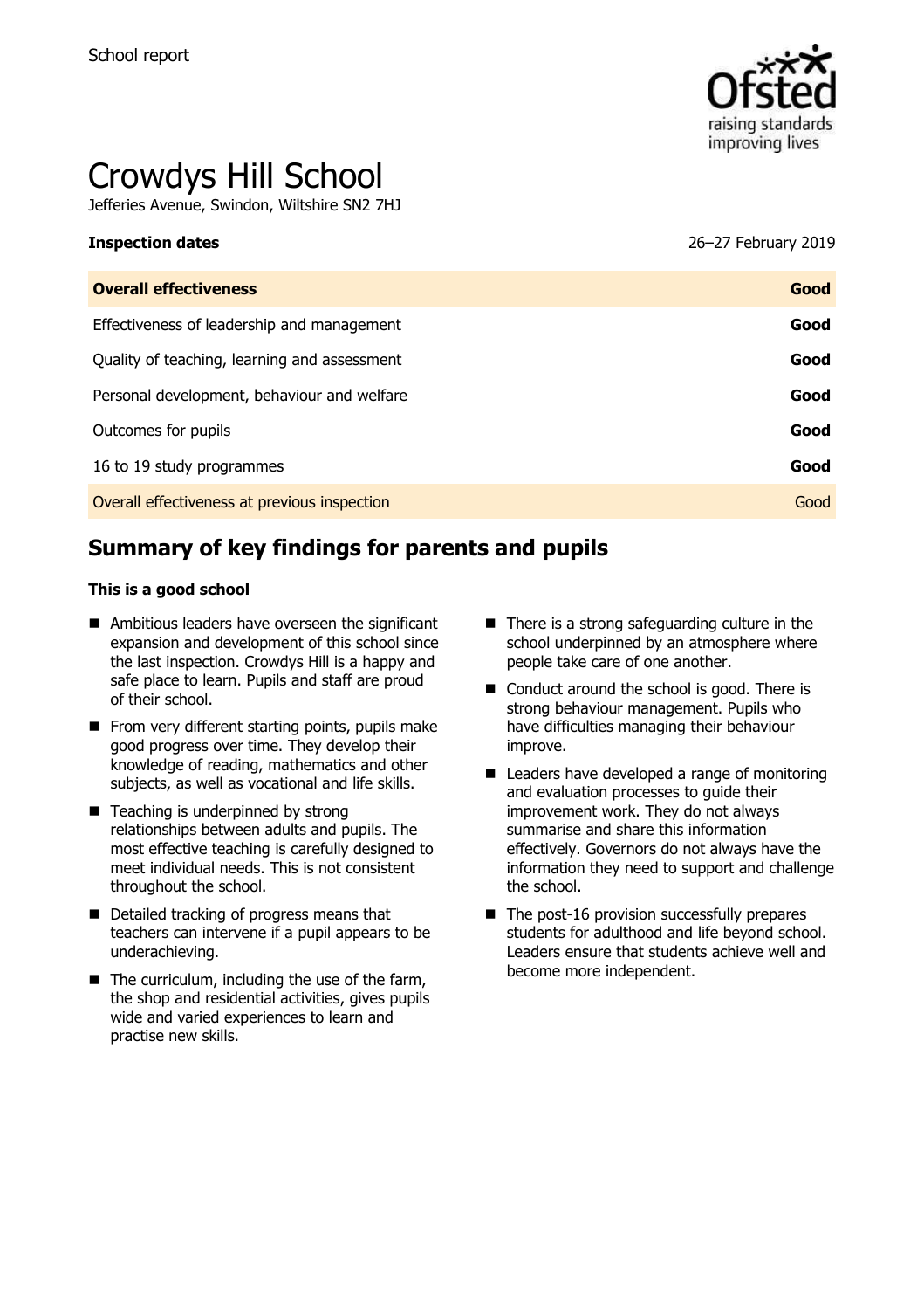School report

# Crowdys Hill School

Jefferies Avenue, Swindon, Wiltshire SN2 7HJ

| **Inspection dates** | 26–27 February 2019 |
| --- | --- |
| **Overall effectiveness** | **Good** |
| Effectiveness of leadership and management | **Good** |
| Quality of teaching, learning and assessment | **Good** |
| Personal development, behaviour and welfare | **Good** |
| Outcomes for pupils | **Good** |
| 16 to 19 study programmes | **Good** |
| Overall effectiveness at previous inspection | Good |

## Summary of key findings for parents and pupils

**This is a good school**

- Ambitious leaders have overseen the significant expansion and development of this school since the last inspection. Crowdys Hill is a happy and safe place to learn. Pupils and staff are proud of their school.
- From very different starting points, pupils make good progress over time. They develop their knowledge of reading, mathematics and other subjects, as well as vocational and life skills.
- Teaching is underpinned by strong relationships between adults and pupils. The most effective teaching is carefully designed to meet individual needs. This is not consistent throughout the school.
- Detailed tracking of progress means that teachers can intervene if a pupil appears to be underachieving.
- The curriculum, including the use of the farm, the shop and residential activities, gives pupils wide and varied experiences to learn and practise new skills.
- There is a strong safeguarding culture in the school underpinned by an atmosphere where people take care of one another.
- Conduct around the school is good. There is strong behaviour management. Pupils who have difficulties managing their behaviour improve.
- Leaders have developed a range of monitoring and evaluation processes to guide their improvement work. They do not always summarise and share this information effectively. Governors do not always have the information they need to support and challenge the school.
- The post-16 provision successfully prepares students for adulthood and life beyond school. Leaders ensure that students achieve well and become more independent.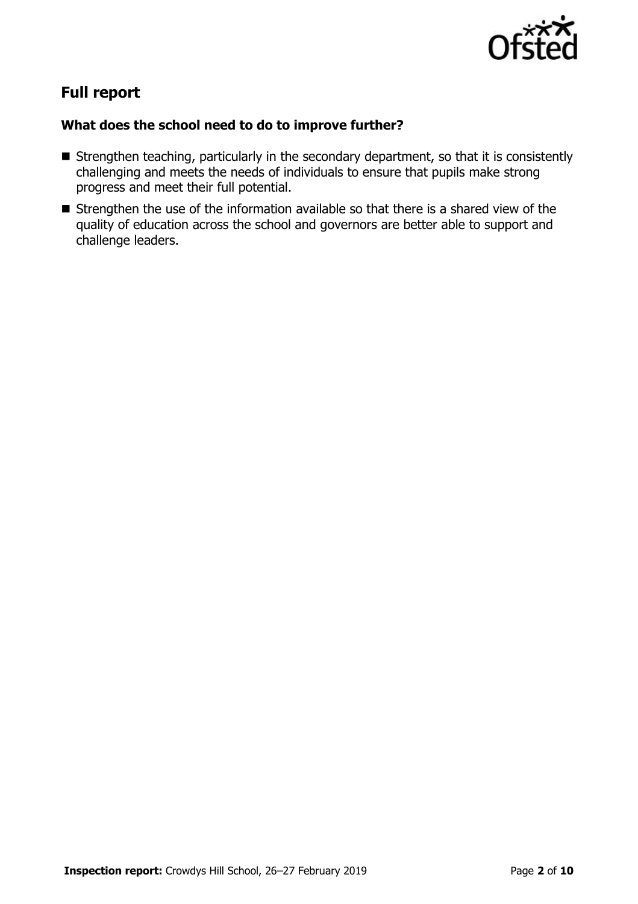## Full report

### What does the school need to do to improve further?

- Strengthen teaching, particularly in the secondary department, so that it is consistently challenging and meets the needs of individuals to ensure that pupils make strong progress and meet their full potential.
- Strengthen the use of the information available so that there is a shared view of the quality of education across the school and governors are better able to support and challenge leaders.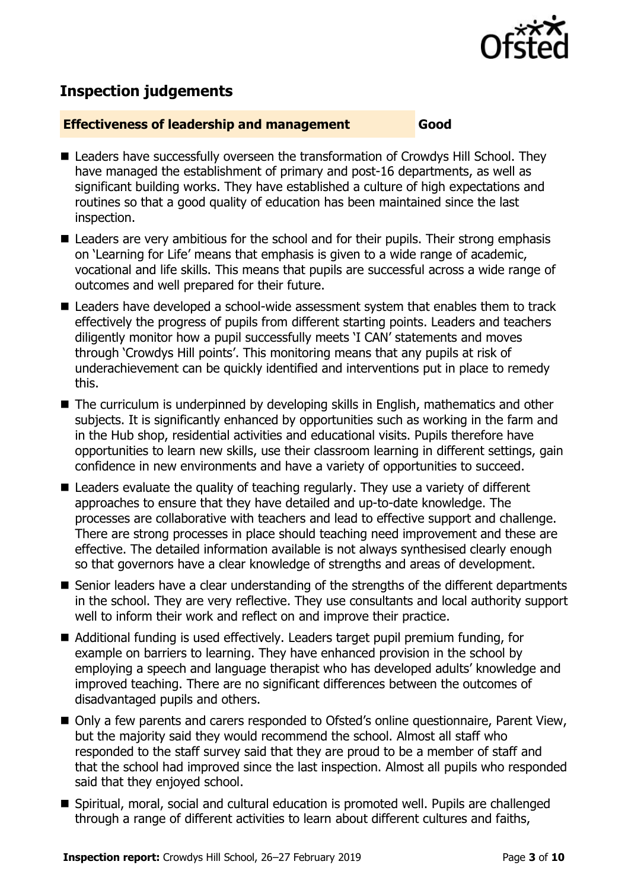## Inspection judgements

**Effectiveness of leadership and management** **Good**

- Leaders have successfully overseen the transformation of Crowdys Hill School. They have managed the establishment of primary and post-16 departments, as well as significant building works. They have established a culture of high expectations and routines so that a good quality of education has been maintained since the last inspection.
- Leaders are very ambitious for the school and for their pupils. Their strong emphasis on 'Learning for Life' means that emphasis is given to a wide range of academic, vocational and life skills. This means that pupils are successful across a wide range of outcomes and well prepared for their future.
- Leaders have developed a school-wide assessment system that enables them to track effectively the progress of pupils from different starting points. Leaders and teachers diligently monitor how a pupil successfully meets 'I CAN' statements and moves through 'Crowdys Hill points'. This monitoring means that any pupils at risk of underachievement can be quickly identified and interventions put in place to remedy this.
- The curriculum is underpinned by developing skills in English, mathematics and other subjects. It is significantly enhanced by opportunities such as working in the farm and in the Hub shop, residential activities and educational visits. Pupils therefore have opportunities to learn new skills, use their classroom learning in different settings, gain confidence in new environments and have a variety of opportunities to succeed.
- Leaders evaluate the quality of teaching regularly. They use a variety of different approaches to ensure that they have detailed and up-to-date knowledge. The processes are collaborative with teachers and lead to effective support and challenge. There are strong processes in place should teaching need improvement and these are effective. The detailed information available is not always synthesised clearly enough so that governors have a clear knowledge of strengths and areas of development.
- Senior leaders have a clear understanding of the strengths of the different departments in the school. They are very reflective. They use consultants and local authority support well to inform their work and reflect on and improve their practice.
- Additional funding is used effectively. Leaders target pupil premium funding, for example on barriers to learning. They have enhanced provision in the school by employing a speech and language therapist who has developed adults' knowledge and improved teaching. There are no significant differences between the outcomes of disadvantaged pupils and others.
- Only a few parents and carers responded to Ofsted's online questionnaire, Parent View, but the majority said they would recommend the school. Almost all staff who responded to the staff survey said that they are proud to be a member of staff and that the school had improved since the last inspection. Almost all pupils who responded said that they enjoyed school.
- Spiritual, moral, social and cultural education is promoted well. Pupils are challenged through a range of different activities to learn about different cultures and faiths,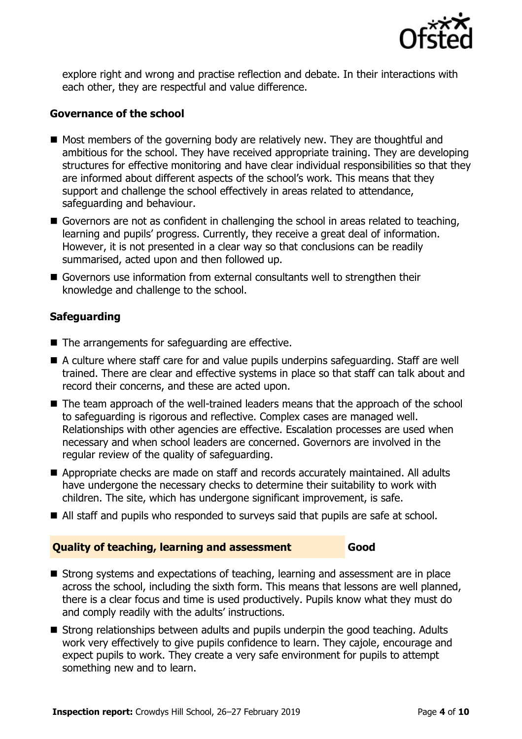explore right and wrong and practise reflection and debate. In their interactions with each other, they are respectful and value difference.

### Governance of the school

- Most members of the governing body are relatively new. They are thoughtful and ambitious for the school. They have received appropriate training. They are developing structures for effective monitoring and have clear individual responsibilities so that they are informed about different aspects of the school's work. This means that they support and challenge the school effectively in areas related to attendance, safeguarding and behaviour.
- Governors are not as confident in challenging the school in areas related to teaching, learning and pupils' progress. Currently, they receive a great deal of information. However, it is not presented in a clear way so that conclusions can be readily summarised, acted upon and then followed up.
- Governors use information from external consultants well to strengthen their knowledge and challenge to the school.

### Safeguarding

- The arrangements for safeguarding are effective.
- A culture where staff care for and value pupils underpins safeguarding. Staff are well trained. There are clear and effective systems in place so that staff can talk about and record their concerns, and these are acted upon.
- The team approach of the well-trained leaders means that the approach of the school to safeguarding is rigorous and reflective. Complex cases are managed well. Relationships with other agencies are effective. Escalation processes are used when necessary and when school leaders are concerned. Governors are involved in the regular review of the quality of safeguarding.
- Appropriate checks are made on staff and records accurately maintained. All adults have undergone the necessary checks to determine their suitability to work with children. The site, which has undergone significant improvement, is safe.
- All staff and pupils who responded to surveys said that pupils are safe at school.

## Quality of teaching, learning and assessment — Good

- Strong systems and expectations of teaching, learning and assessment are in place across the school, including the sixth form. This means that lessons are well planned, there is a clear focus and time is used productively. Pupils know what they must do and comply readily with the adults' instructions.
- Strong relationships between adults and pupils underpin the good teaching. Adults work very effectively to give pupils confidence to learn. They cajole, encourage and expect pupils to work. They create a very safe environment for pupils to attempt something new and to learn.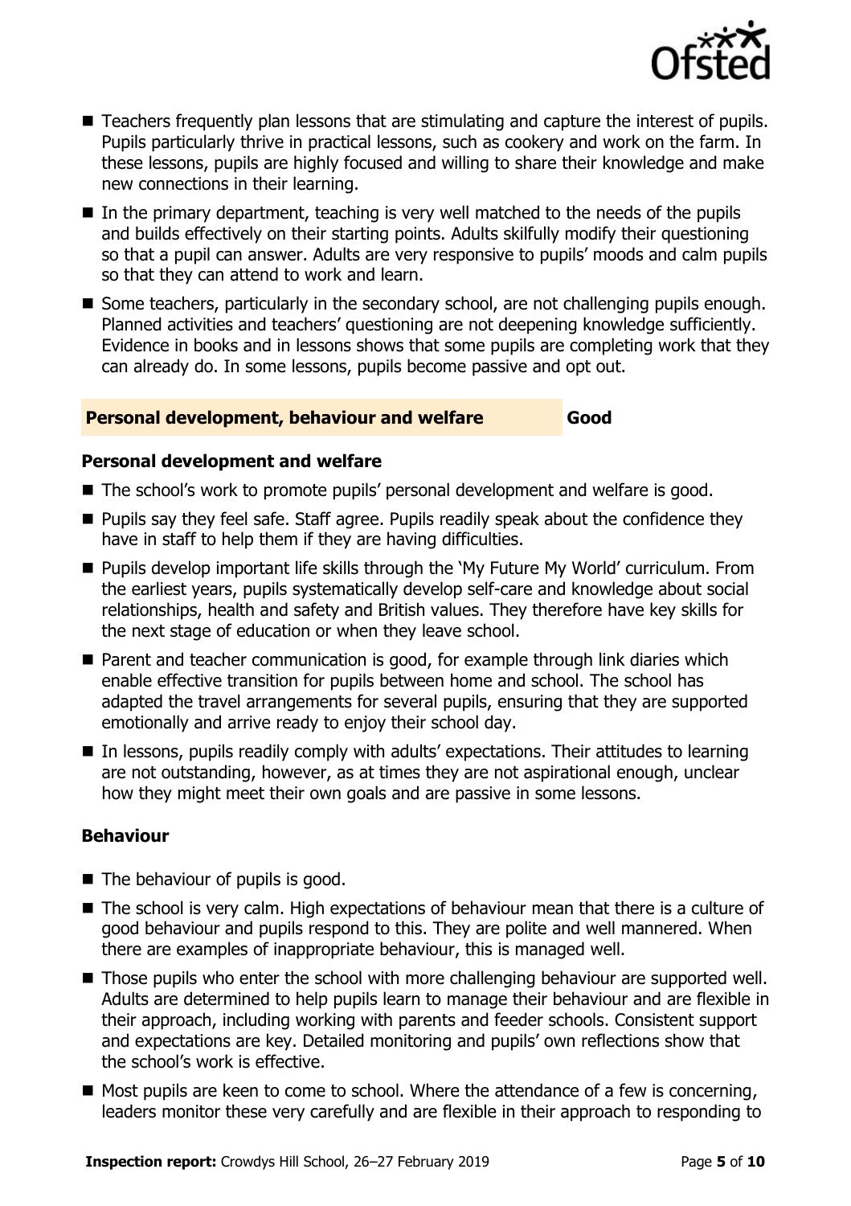- Teachers frequently plan lessons that are stimulating and capture the interest of pupils. Pupils particularly thrive in practical lessons, such as cookery and work on the farm. In these lessons, pupils are highly focused and willing to share their knowledge and make new connections in their learning.
- In the primary department, teaching is very well matched to the needs of the pupils and builds effectively on their starting points. Adults skilfully modify their questioning so that a pupil can answer. Adults are very responsive to pupils' moods and calm pupils so that they can attend to work and learn.
- Some teachers, particularly in the secondary school, are not challenging pupils enough. Planned activities and teachers' questioning are not deepening knowledge sufficiently. Evidence in books and in lessons shows that some pupils are completing work that they can already do. In some lessons, pupils become passive and opt out.

## Personal development, behaviour and welfare — Good

### Personal development and welfare

- The school's work to promote pupils' personal development and welfare is good.
- Pupils say they feel safe. Staff agree. Pupils readily speak about the confidence they have in staff to help them if they are having difficulties.
- Pupils develop important life skills through the 'My Future My World' curriculum. From the earliest years, pupils systematically develop self-care and knowledge about social relationships, health and safety and British values. They therefore have key skills for the next stage of education or when they leave school.
- Parent and teacher communication is good, for example through link diaries which enable effective transition for pupils between home and school. The school has adapted the travel arrangements for several pupils, ensuring that they are supported emotionally and arrive ready to enjoy their school day.
- In lessons, pupils readily comply with adults' expectations. Their attitudes to learning are not outstanding, however, as at times they are not aspirational enough, unclear how they might meet their own goals and are passive in some lessons.

### Behaviour

- The behaviour of pupils is good.
- The school is very calm. High expectations of behaviour mean that there is a culture of good behaviour and pupils respond to this. They are polite and well mannered. When there are examples of inappropriate behaviour, this is managed well.
- Those pupils who enter the school with more challenging behaviour are supported well. Adults are determined to help pupils learn to manage their behaviour and are flexible in their approach, including working with parents and feeder schools. Consistent support and expectations are key. Detailed monitoring and pupils' own reflections show that the school's work is effective.
- Most pupils are keen to come to school. Where the attendance of a few is concerning, leaders monitor these very carefully and are flexible in their approach to responding to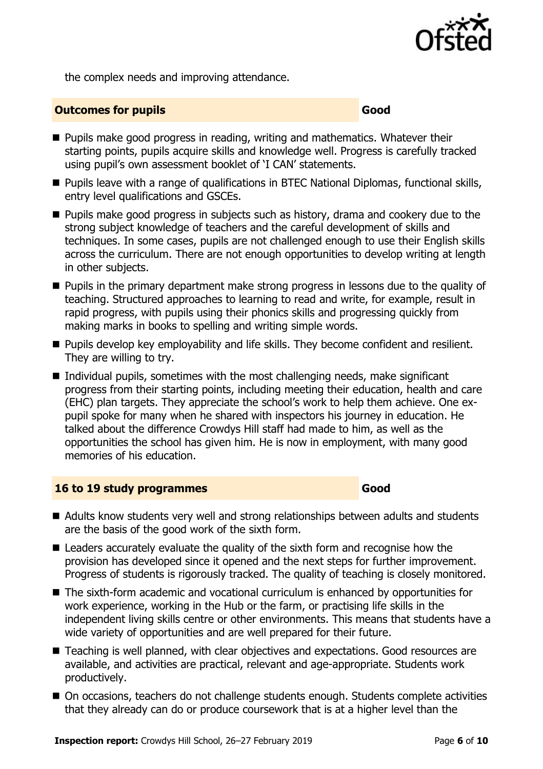the complex needs and improving attendance.

### Outcomes for pupils — Good

- Pupils make good progress in reading, writing and mathematics. Whatever their starting points, pupils acquire skills and knowledge well. Progress is carefully tracked using pupil's own assessment booklet of 'I CAN' statements.
- Pupils leave with a range of qualifications in BTEC National Diplomas, functional skills, entry level qualifications and GSCEs.
- Pupils make good progress in subjects such as history, drama and cookery due to the strong subject knowledge of teachers and the careful development of skills and techniques. In some cases, pupils are not challenged enough to use their English skills across the curriculum. There are not enough opportunities to develop writing at length in other subjects.
- Pupils in the primary department make strong progress in lessons due to the quality of teaching. Structured approaches to learning to read and write, for example, result in rapid progress, with pupils using their phonics skills and progressing quickly from making marks in books to spelling and writing simple words.
- Pupils develop key employability and life skills. They become confident and resilient. They are willing to try.
- Individual pupils, sometimes with the most challenging needs, make significant progress from their starting points, including meeting their education, health and care (EHC) plan targets. They appreciate the school's work to help them achieve. One ex-pupil spoke for many when he shared with inspectors his journey in education. He talked about the difference Crowdys Hill staff had made to him, as well as the opportunities the school has given him. He is now in employment, with many good memories of his education.

### 16 to 19 study programmes — Good

- Adults know students very well and strong relationships between adults and students are the basis of the good work of the sixth form.
- Leaders accurately evaluate the quality of the sixth form and recognise how the provision has developed since it opened and the next steps for further improvement. Progress of students is rigorously tracked. The quality of teaching is closely monitored.
- The sixth-form academic and vocational curriculum is enhanced by opportunities for work experience, working in the Hub or the farm, or practising life skills in the independent living skills centre or other environments. This means that students have a wide variety of opportunities and are well prepared for their future.
- Teaching is well planned, with clear objectives and expectations. Good resources are available, and activities are practical, relevant and age-appropriate. Students work productively.
- On occasions, teachers do not challenge students enough. Students complete activities that they already can do or produce coursework that is at a higher level than the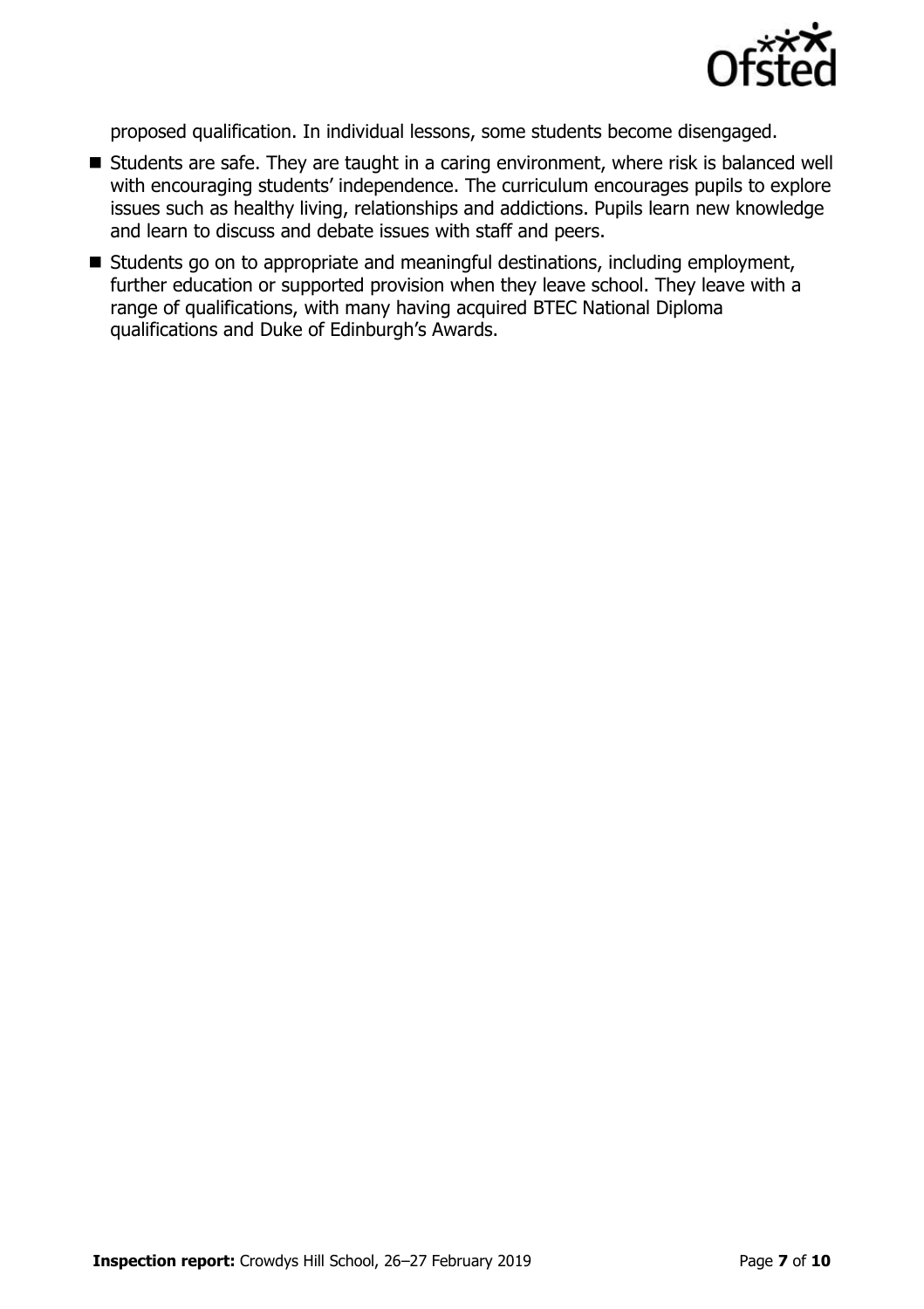proposed qualification. In individual lessons, some students become disengaged.

- Students are safe. They are taught in a caring environment, where risk is balanced well with encouraging students' independence. The curriculum encourages pupils to explore issues such as healthy living, relationships and addictions. Pupils learn new knowledge and learn to discuss and debate issues with staff and peers.
- Students go on to appropriate and meaningful destinations, including employment, further education or supported provision when they leave school. They leave with a range of qualifications, with many having acquired BTEC National Diploma qualifications and Duke of Edinburgh's Awards.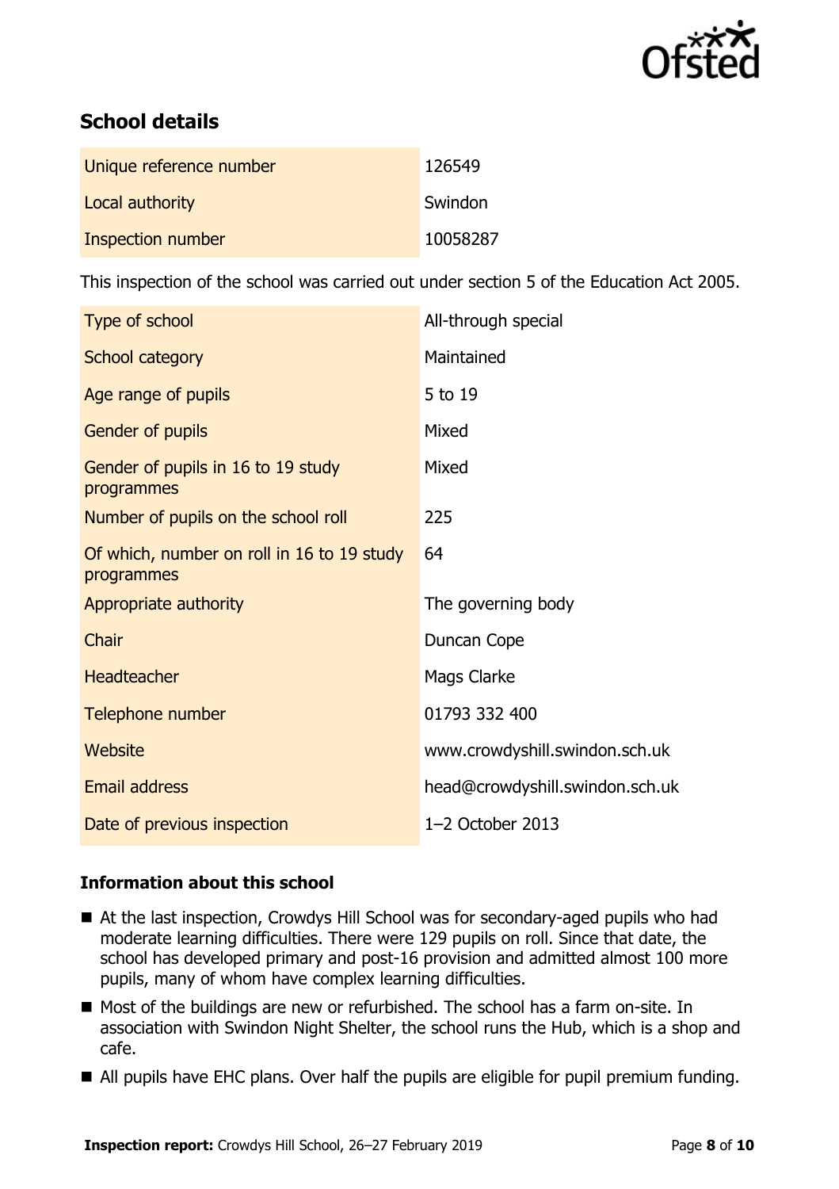## School details

| Unique reference number | 126549 |
| --- | --- |
| Local authority | Swindon |
| Inspection number | 10058287 |

This inspection of the school was carried out under section 5 of the Education Act 2005.

| Type of school | All-through special |
| --- | --- |
| School category | Maintained |
| Age range of pupils | 5 to 19 |
| Gender of pupils | Mixed |
| Gender of pupils in 16 to 19 study programmes | Mixed |
| Number of pupils on the school roll | 225 |
| Of which, number on roll in 16 to 19 study programmes | 64 |
| Appropriate authority | The governing body |
| Chair | Duncan Cope |
| Headteacher | Mags Clarke |
| Telephone number | 01793 332 400 |
| Website | www.crowdyshill.swindon.sch.uk |
| Email address | head@crowdyshill.swindon.sch.uk |
| Date of previous inspection | 1–2 October 2013 |

### Information about this school

- At the last inspection, Crowdys Hill School was for secondary-aged pupils who had moderate learning difficulties. There were 129 pupils on roll. Since that date, the school has developed primary and post-16 provision and admitted almost 100 more pupils, many of whom have complex learning difficulties.
- Most of the buildings are new or refurbished. The school has a farm on-site. In association with Swindon Night Shelter, the school runs the Hub, which is a shop and cafe.
- All pupils have EHC plans. Over half the pupils are eligible for pupil premium funding.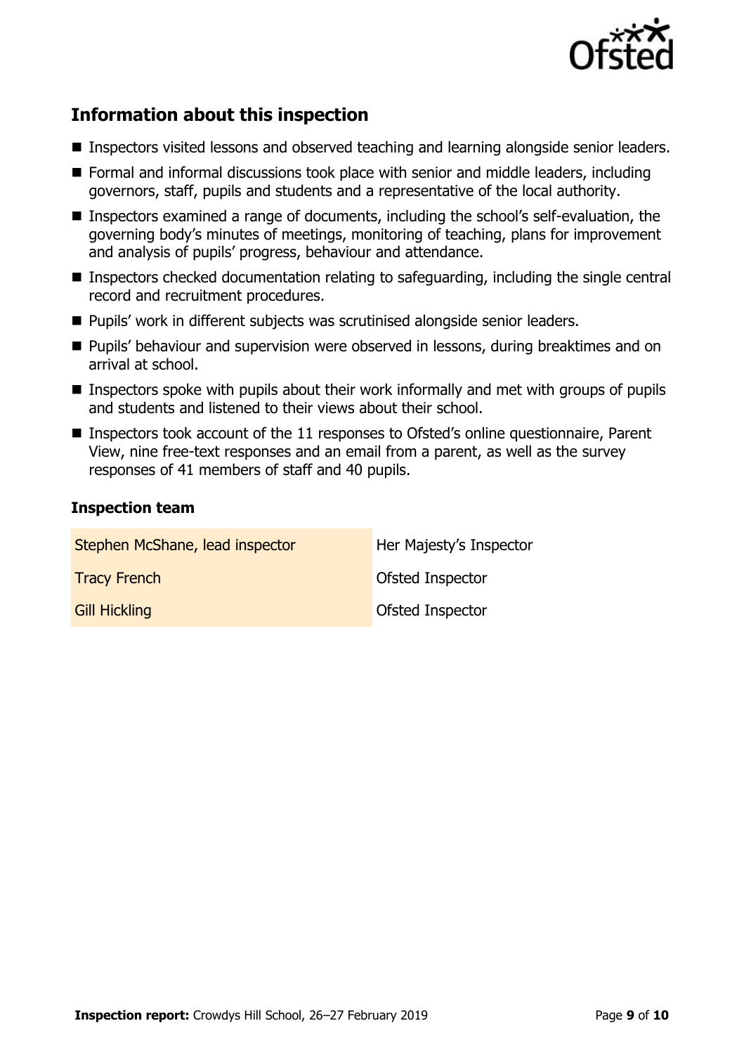## Information about this inspection

- Inspectors visited lessons and observed teaching and learning alongside senior leaders.
- Formal and informal discussions took place with senior and middle leaders, including governors, staff, pupils and students and a representative of the local authority.
- Inspectors examined a range of documents, including the school's self-evaluation, the governing body's minutes of meetings, monitoring of teaching, plans for improvement and analysis of pupils' progress, behaviour and attendance.
- Inspectors checked documentation relating to safeguarding, including the single central record and recruitment procedures.
- Pupils' work in different subjects was scrutinised alongside senior leaders.
- Pupils' behaviour and supervision were observed in lessons, during breaktimes and on arrival at school.
- Inspectors spoke with pupils about their work informally and met with groups of pupils and students and listened to their views about their school.
- Inspectors took account of the 11 responses to Ofsted's online questionnaire, Parent View, nine free-text responses and an email from a parent, as well as the survey responses of 41 members of staff and 40 pupils.

### Inspection team

| | |
|---|---|
| Stephen McShane, lead inspector | Her Majesty's Inspector |
| Tracy French | Ofsted Inspector |
| Gill Hickling | Ofsted Inspector |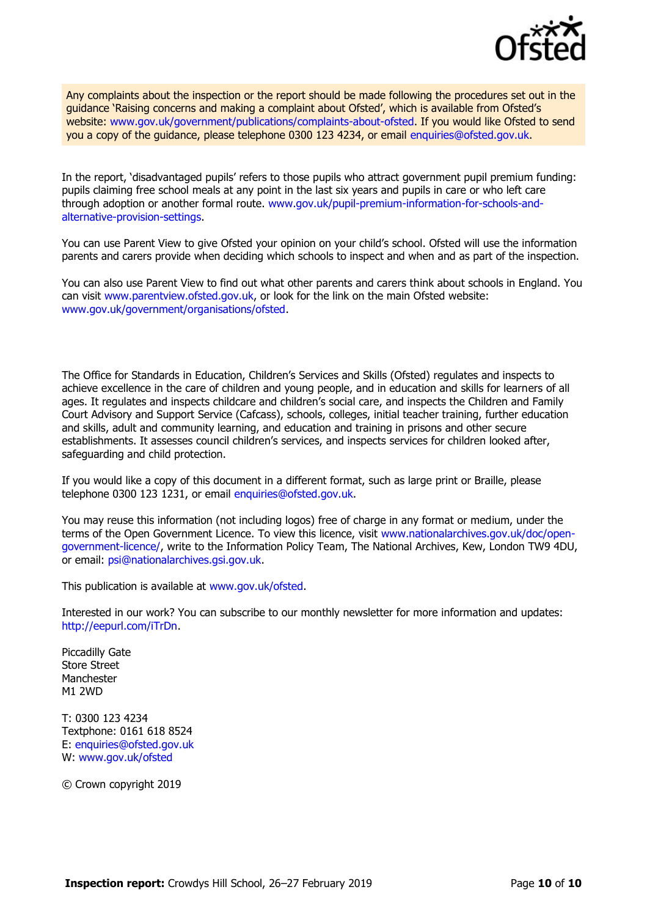Any complaints about the inspection or the report should be made following the procedures set out in the guidance 'Raising concerns and making a complaint about Ofsted', which is available from Ofsted's website: www.gov.uk/government/publications/complaints-about-ofsted. If you would like Ofsted to send you a copy of the guidance, please telephone 0300 123 4234, or email enquiries@ofsted.gov.uk.

In the report, 'disadvantaged pupils' refers to those pupils who attract government pupil premium funding: pupils claiming free school meals at any point in the last six years and pupils in care or who left care through adoption or another formal route. www.gov.uk/pupil-premium-information-for-schools-and-alternative-provision-settings.

You can use Parent View to give Ofsted your opinion on your child's school. Ofsted will use the information parents and carers provide when deciding which schools to inspect and when and as part of the inspection.

You can also use Parent View to find out what other parents and carers think about schools in England. You can visit www.parentview.ofsted.gov.uk, or look for the link on the main Ofsted website: www.gov.uk/government/organisations/ofsted.

The Office for Standards in Education, Children's Services and Skills (Ofsted) regulates and inspects to achieve excellence in the care of children and young people, and in education and skills for learners of all ages. It regulates and inspects childcare and children's social care, and inspects the Children and Family Court Advisory and Support Service (Cafcass), schools, colleges, initial teacher training, further education and skills, adult and community learning, and education and training in prisons and other secure establishments. It assesses council children's services, and inspects services for children looked after, safeguarding and child protection.

If you would like a copy of this document in a different format, such as large print or Braille, please telephone 0300 123 1231, or email enquiries@ofsted.gov.uk.

You may reuse this information (not including logos) free of charge in any format or medium, under the terms of the Open Government Licence. To view this licence, visit www.nationalarchives.gov.uk/doc/open-government-licence/, write to the Information Policy Team, The National Archives, Kew, London TW9 4DU, or email: psi@nationalarchives.gsi.gov.uk.

This publication is available at www.gov.uk/ofsted.

Interested in our work? You can subscribe to our monthly newsletter for more information and updates: http://eepurl.com/iTrDn.

Piccadilly Gate
Store Street
Manchester
M1 2WD

T: 0300 123 4234
Textphone: 0161 618 8524
E: enquiries@ofsted.gov.uk
W: www.gov.uk/ofsted

© Crown copyright 2019